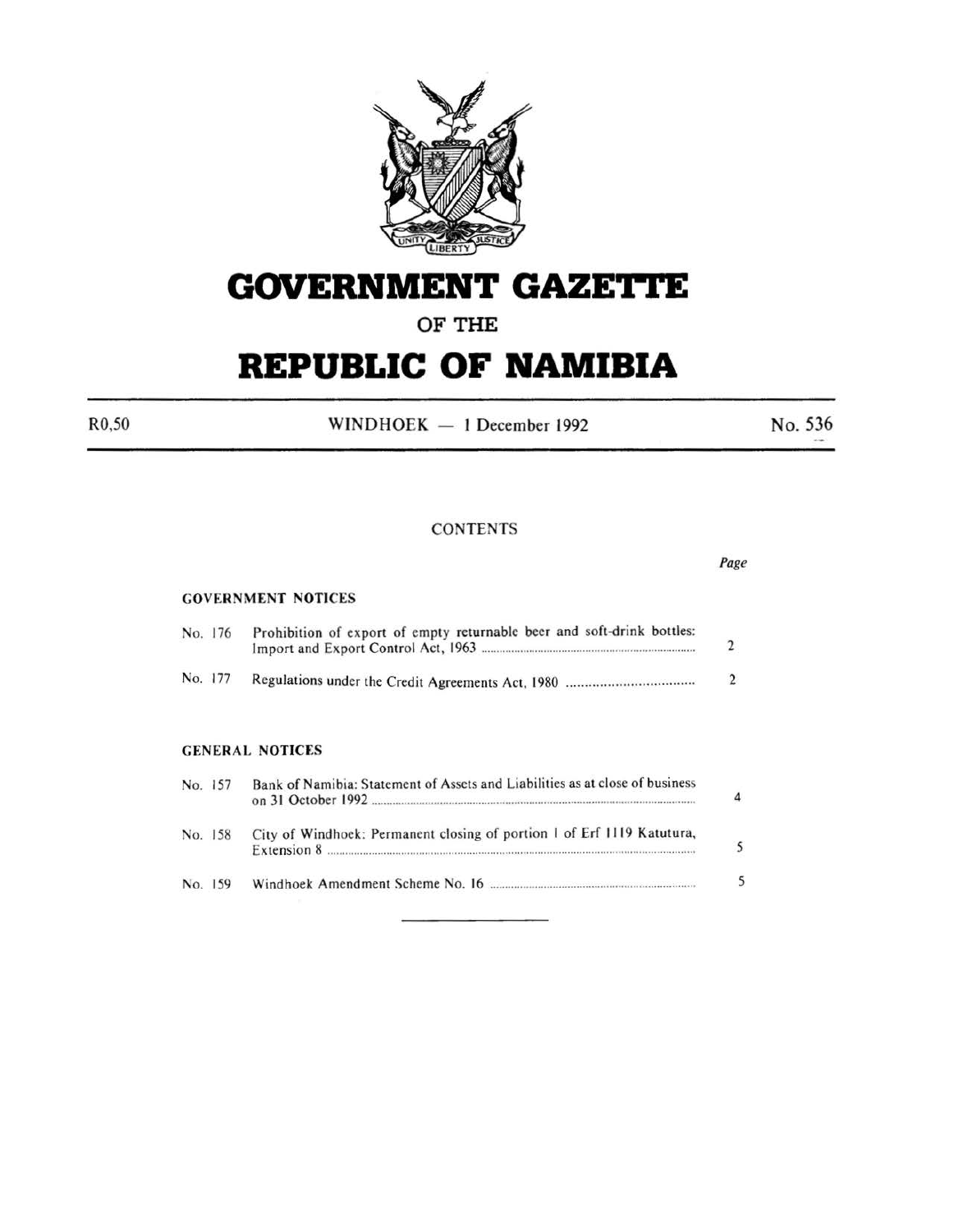# GOVERNMENT GAZETTE

## OF THE

# REPUBLIC OF NAMIBIA

R0,50 | WINDHOEK — 1 December 1992 | No. 536

## CONTENTS

*Page*

### GOVERNMENT NOTICES

| No. | Title | Page |
|---|---|---|
| No. 176 | Prohibition of export of empty returnable beer and soft-drink bottles: Import and Export Control Act, 1963 | 2 |
| No. 177 | Regulations under the Credit Agreements Act, 1980 | 2 |

### GENERAL NOTICES

| No. | Title | Page |
|---|---|---|
| No. 157 | Bank of Namibia: Statement of Assets and Liabilities as at close of business on 31 October 1992 | 4 |
| No. 158 | City of Windhoek: Permanent closing of portion 1 of Erf 1119 Katutura, Extension 8 | 5 |
| No. 159 | Windhoek Amendment Scheme No. 16 | 5 |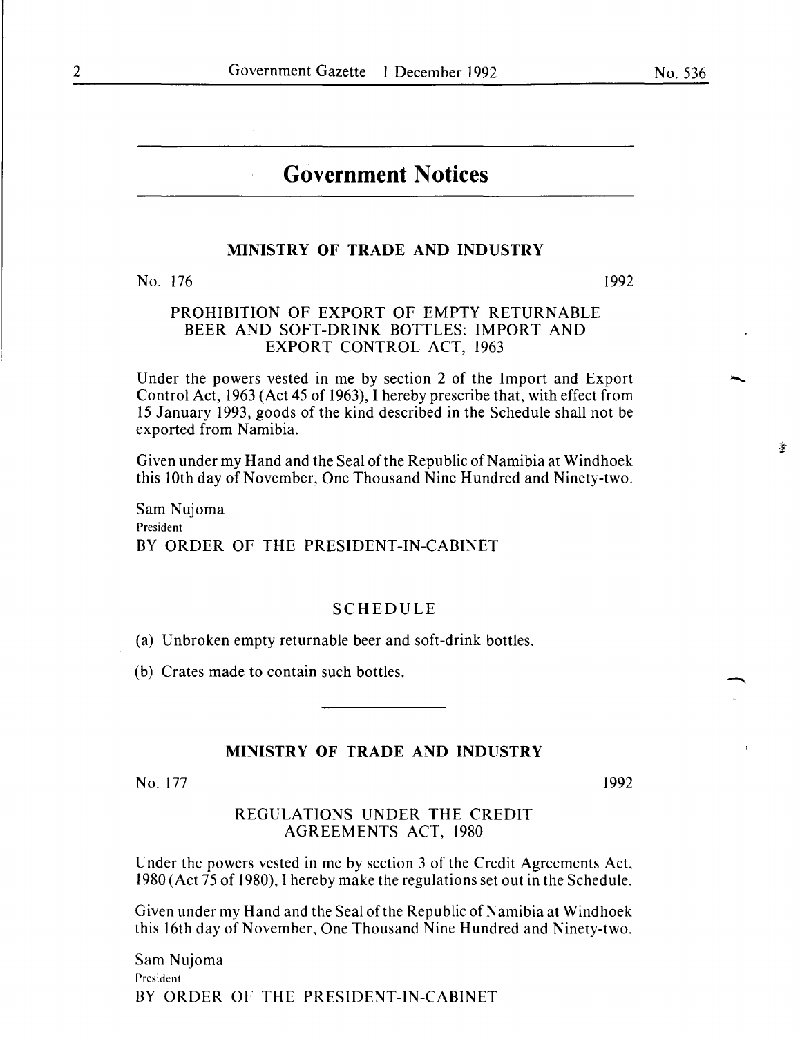# Government Notices

## MINISTRY OF TRADE AND INDUSTRY

No. 176 1992

### PROHIBITION OF EXPORT OF EMPTY RETURNABLE BEER AND SOFT-DRINK BOTTLES: IMPORT AND EXPORT CONTROL ACT, 1963

Under the powers vested in me by section 2 of the Import and Export Control Act, 1963 (Act 45 of 1963), I hereby prescribe that, with effect from 15 January 1993, goods of the kind described in the Schedule shall not be exported from Namibia.

Given under my Hand and the Seal of the Republic of Namibia at Windhoek this 10th day of November, One Thousand Nine Hundred and Ninety-two.

Sam Nujoma
President
BY ORDER OF THE PRESIDENT-IN-CABINET

### SCHEDULE

(a) Unbroken empty returnable beer and soft-drink bottles.

(b) Crates made to contain such bottles.

---

## MINISTRY OF TRADE AND INDUSTRY

No. 177 1992

### REGULATIONS UNDER THE CREDIT AGREEMENTS ACT, 1980

Under the powers vested in me by section 3 of the Credit Agreements Act, 1980 (Act 75 of 1980), I hereby make the regulations set out in the Schedule.

Given under my Hand and the Seal of the Republic of Namibia at Windhoek this 16th day of November, One Thousand Nine Hundred and Ninety-two.

Sam Nujoma
President
BY ORDER OF THE PRESIDENT-IN-CABINET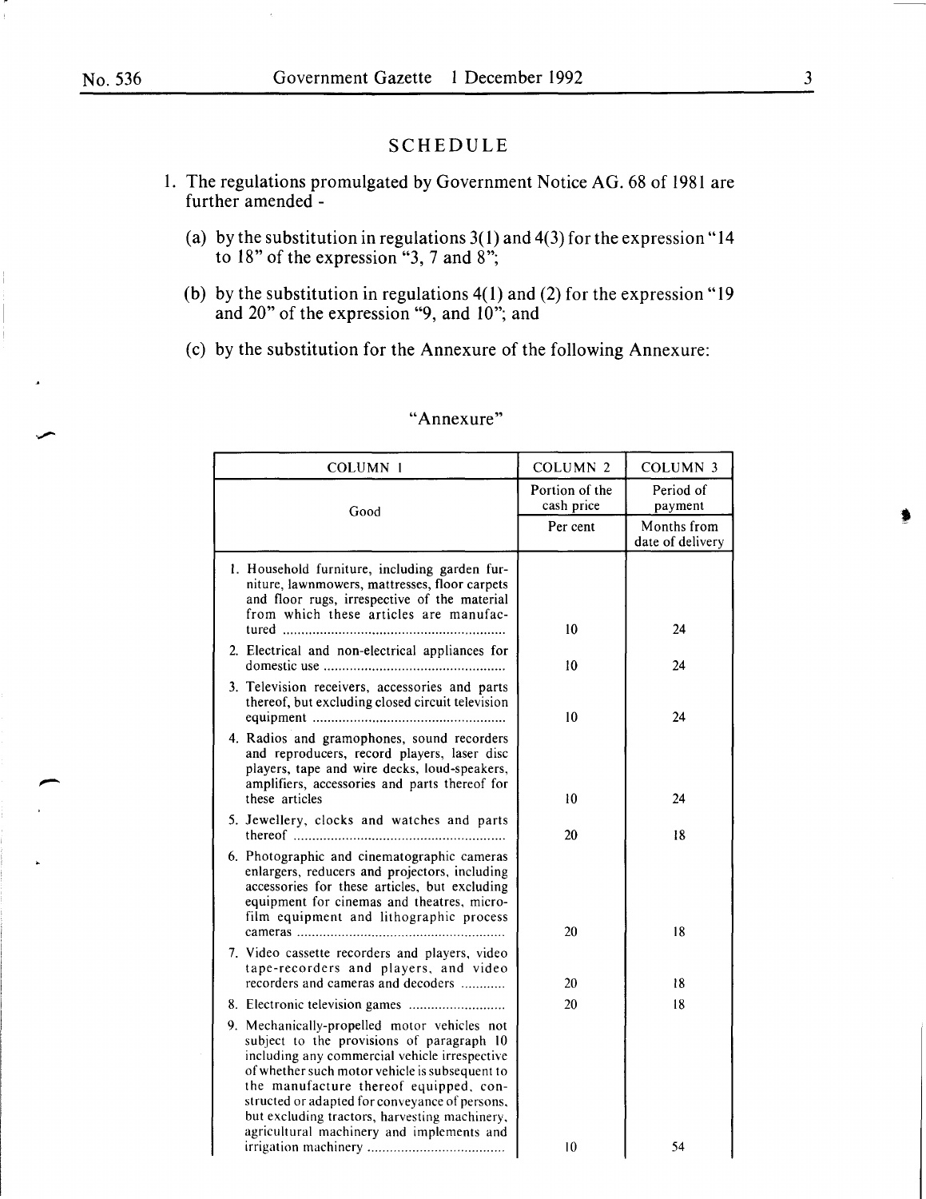## SCHEDULE

1. The regulations promulgated by Government Notice AG. 68 of 1981 are further amended -

   (a) by the substitution in regulations 3(1) and 4(3) for the expression "14 to 18" of the expression "3, 7 and 8";

   (b) by the substitution in regulations 4(1) and (2) for the expression "19 and 20" of the expression "9, and 10"; and

   (c) by the substitution for the Annexure of the following Annexure:

"Annexure"

| COLUMN 1 | COLUMN 2 | COLUMN 3 |
|---|---|---|
| Good | Portion of the cash price | Period of payment |
| | Per cent | Months from date of delivery |
| 1. Household furniture, including garden furniture, lawnmowers, mattresses, floor carpets and floor rugs, irrespective of the material from which these articles are manufactured ............ | 10 | 24 |
| 2. Electrical and non-electrical appliances for domestic use ............ | 10 | 24 |
| 3. Television receivers, accessories and parts thereof, but excluding closed circuit television equipment ............ | 10 | 24 |
| 4. Radios and gramophones, sound recorders and reproducers, record players, laser disc players, tape and wire decks, loud-speakers, amplifiers, accessories and parts thereof for these articles | 10 | 24 |
| 5. Jewellery, clocks and watches and parts thereof ............ | 20 | 18 |
| 6. Photographic and cinematographic cameras enlargers, reducers and projectors, including accessories for these articles, but excluding equipment for cinemas and theatres, micro-film equipment and lithographic process cameras ............ | 20 | 18 |
| 7. Video cassette recorders and players, video tape-recorders and players, and video recorders and cameras and decoders ............ | 20 | 18 |
| 8. Electronic television games ............ | 20 | 18 |
| 9. Mechanically-propelled motor vehicles not subject to the provisions of paragraph 10 including any commercial vehicle irrespective of whether such motor vehicle is subsequent to the manufacture thereof equipped, constructed or adapted for conveyance of persons, but excluding tractors, harvesting machinery, agricultural machinery and implements and irrigation machinery ............ | 10 | 54 |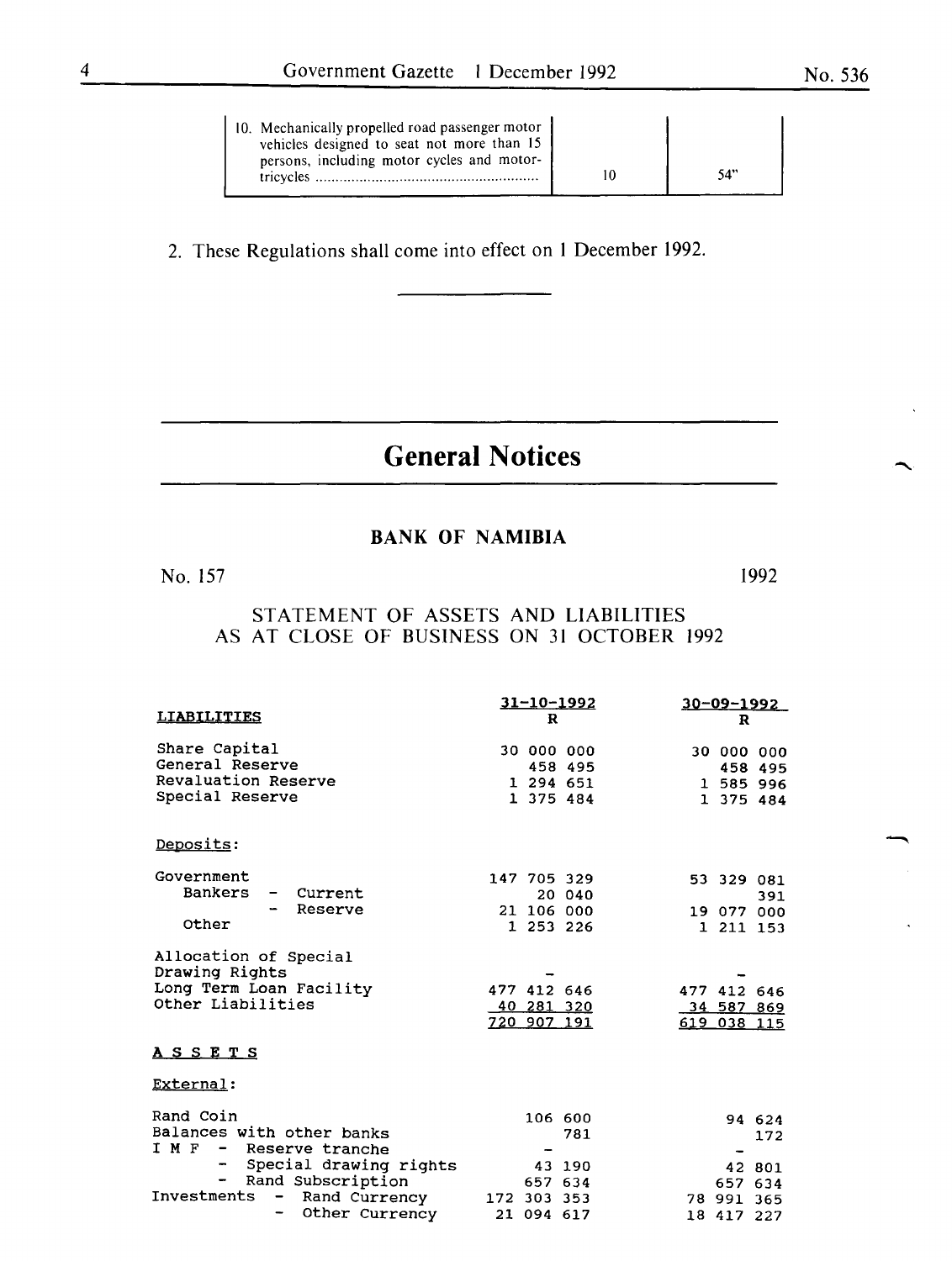| | | |
|---|---|---|
| 10. Mechanically propelled road passenger motor vehicles designed to seat not more than 15 persons, including motor cycles and motor-tricycles ........................................................ | 10 | 54" |

2. These Regulations shall come into effect on 1 December 1992.

---

# General Notices

## BANK OF NAMIBIA

No. 157 1992

### STATEMENT OF ASSETS AND LIABILITIES AS AT CLOSE OF BUSINESS ON 31 OCTOBER 1992

| LIABILITIES | 31-10-1992 R | 30-09-1992 R |
|---|---|---|
| Share Capital | 30 000 000 | 30 000 000 |
| General Reserve | 458 495 | 458 495 |
| Revaluation Reserve | 1 294 651 | 1 585 996 |
| Special Reserve | 1 375 484 | 1 375 484 |
| **Deposits:** | | |
| Government | 147 705 329 | 53 329 081 |
| Bankers - Current | 20 040 | 391 |
| - Reserve | 21 106 000 | 19 077 000 |
| Other | 1 253 226 | 1 211 153 |
| Allocation of Special Drawing Rights | - | - |
| Long Term Loan Facility | 477 412 646 | 477 412 646 |
| Other Liabilities | 40 281 320 | 34 587 869 |
| | 720 907 191 | 619 038 115 |
| **ASSETS** | | |
| **External:** | | |
| Rand Coin | 106 600 | 94 624 |
| Balances with other banks | 781 | 172 |
| I M F - Reserve tranche | - | - |
| - Special drawing rights | 43 190 | 42 801 |
| - Rand Subscription | 657 634 | 657 634 |
| Investments - Rand Currency | 172 303 353 | 78 991 365 |
| - Other Currency | 21 094 617 | 18 417 227 |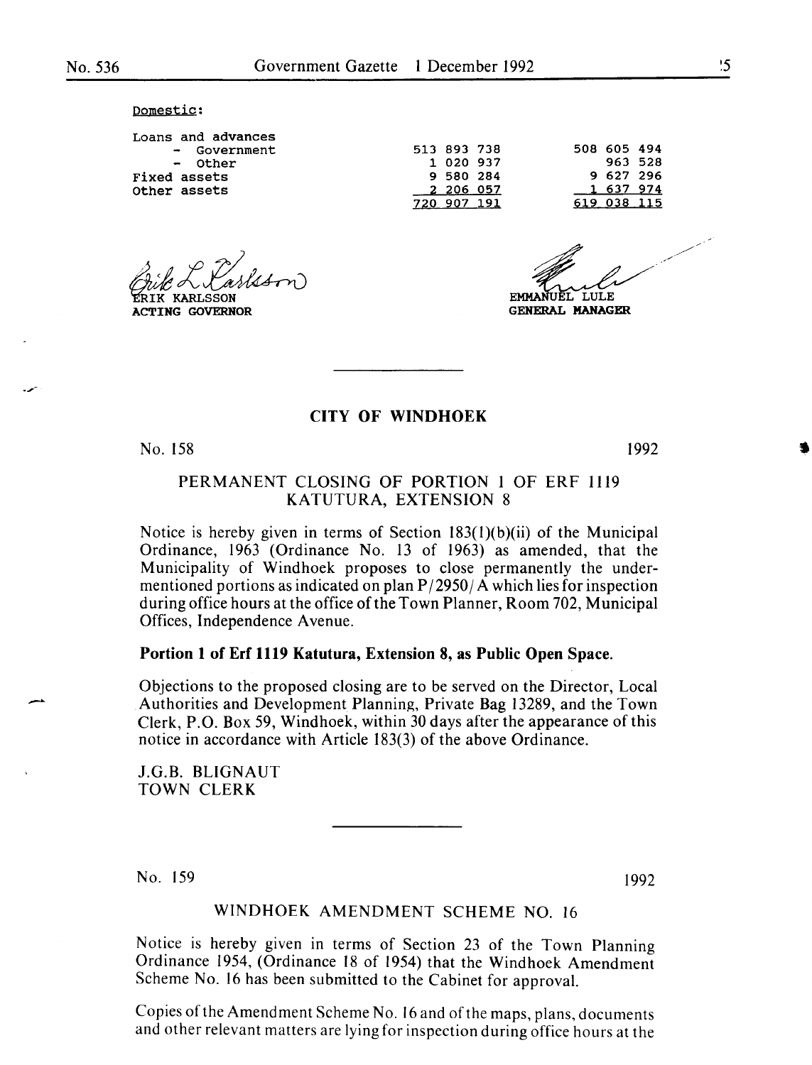Domestic:

| | | |
|---|---|---|
| Loans and advances | | |
| - Government | 513 893 738 | 508 605 494 |
| - Other | 1 020 937 | 963 528 |
| Fixed assets | 9 580 284 | 9 627 296 |
| Other assets | 2 206 057 | 1 637 974 |
| | 720 907 191 | 619 038 115 |

ERIK KARLSSON
**ACTING GOVERNOR**

EMMANUEL LULE
**GENERAL MANAGER**

---

## CITY OF WINDHOEK

No. 158 1992

### PERMANENT CLOSING OF PORTION 1 OF ERF 1119 KATUTURA, EXTENSION 8

Notice is hereby given in terms of Section 183(1)(b)(ii) of the Municipal Ordinance, 1963 (Ordinance No. 13 of 1963) as amended, that the Municipality of Windhoek proposes to close permanently the undermentioned portions as indicated on plan P/2950/A which lies for inspection during office hours at the office of the Town Planner, Room 702, Municipal Offices, Independence Avenue.

**Portion 1 of Erf 1119 Katutura, Extension 8, as Public Open Space.**

Objections to the proposed closing are to be served on the Director, Local Authorities and Development Planning, Private Bag 13289, and the Town Clerk, P.O. Box 59, Windhoek, within 30 days after the appearance of this notice in accordance with Article 183(3) of the above Ordinance.

J.G.B. BLIGNAUT
TOWN CLERK

---

No. 159 1992

### WINDHOEK AMENDMENT SCHEME NO. 16

Notice is hereby given in terms of Section 23 of the Town Planning Ordinance 1954, (Ordinance 18 of 1954) that the Windhoek Amendment Scheme No. 16 has been submitted to the Cabinet for approval.

Copies of the Amendment Scheme No. 16 and of the maps, plans, documents and other relevant matters are lying for inspection during office hours at the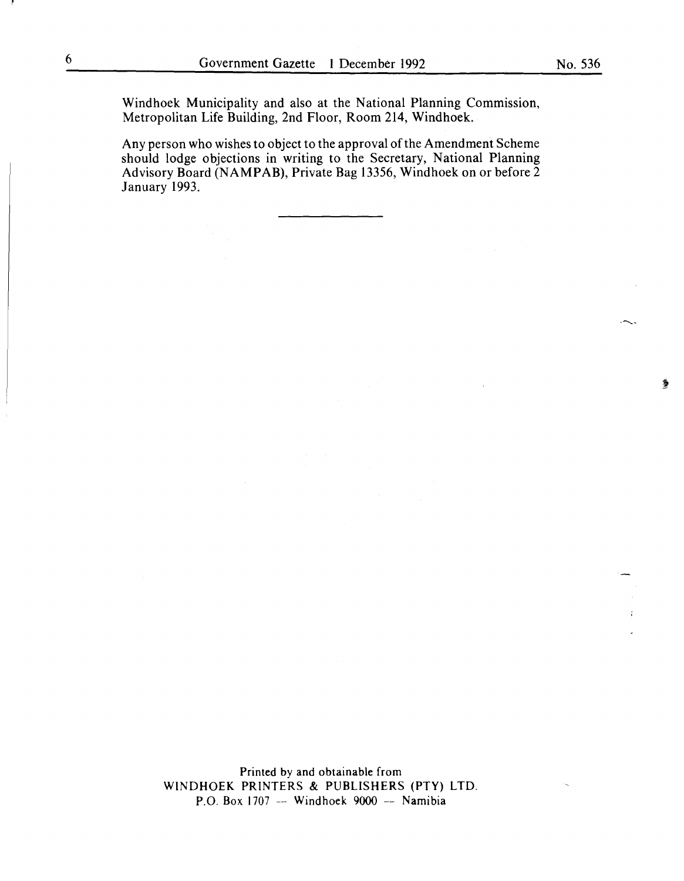Windhoek Municipality and also at the National Planning Commission, Metropolitan Life Building, 2nd Floor, Room 214, Windhoek.

Any person who wishes to object to the approval of the Amendment Scheme should lodge objections in writing to the Secretary, National Planning Advisory Board (NAMPAB), Private Bag 13356, Windhoek on or before 2 January 1993.

---

Printed by and obtainable from
WINDHOEK PRINTERS & PUBLISHERS (PTY) LTD.
P.O. Box 1707 — Windhoek 9000 — Namibia